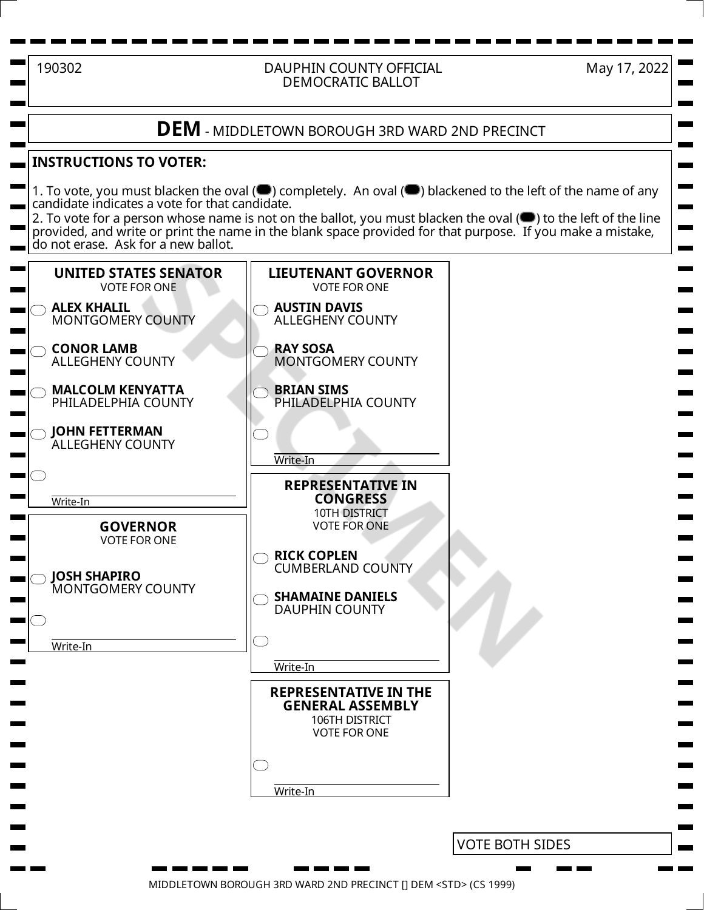190302

DAUPHIN COUNTY OFFICIAL DEMOCRATIC BALLOT

May 17, 2022

# DEM - MIDDLETOWN BOROUGH 3RD WARD 2ND PRECINCT

**INSTRUCTIONS TO VOTER:**

1. To vote, you must blacken the oval (⬬) completely. An oval (⬬) blackened to the left of the name of any candidate indicates a vote for that candidate.
2. To vote for a person whose name is not on the ballot, you must blacken the oval (⬬) to the left of the line provided, and write or print the name in the blank space provided for that purpose. If you make a mistake, do not erase. Ask for a new ballot.

## UNITED STATES SENATOR

VOTE FOR ONE

- **ALEX KHALIL** MONTGOMERY COUNTY
- **CONOR LAMB** ALLEGHENY COUNTY
- **MALCOLM KENYATTA** PHILADELPHIA COUNTY
- **JOHN FETTERMAN** ALLEGHENY COUNTY
- Write-In

## GOVERNOR

VOTE FOR ONE

- **JOSH SHAPIRO** MONTGOMERY COUNTY
- Write-In

## LIEUTENANT GOVERNOR

VOTE FOR ONE

- **AUSTIN DAVIS** ALLEGHENY COUNTY
- **RAY SOSA** MONTGOMERY COUNTY
- **BRIAN SIMS** PHILADELPHIA COUNTY
- Write-In

## REPRESENTATIVE IN CONGRESS

10TH DISTRICT
VOTE FOR ONE

- **RICK COPLEN** CUMBERLAND COUNTY
- **SHAMAINE DANIELS** DAUPHIN COUNTY
- Write-In

## REPRESENTATIVE IN THE GENERAL ASSEMBLY

106TH DISTRICT
VOTE FOR ONE

- Write-In

VOTE BOTH SIDES

MIDDLETOWN BOROUGH 3RD WARD 2ND PRECINCT [] DEM <STD> (CS 1999)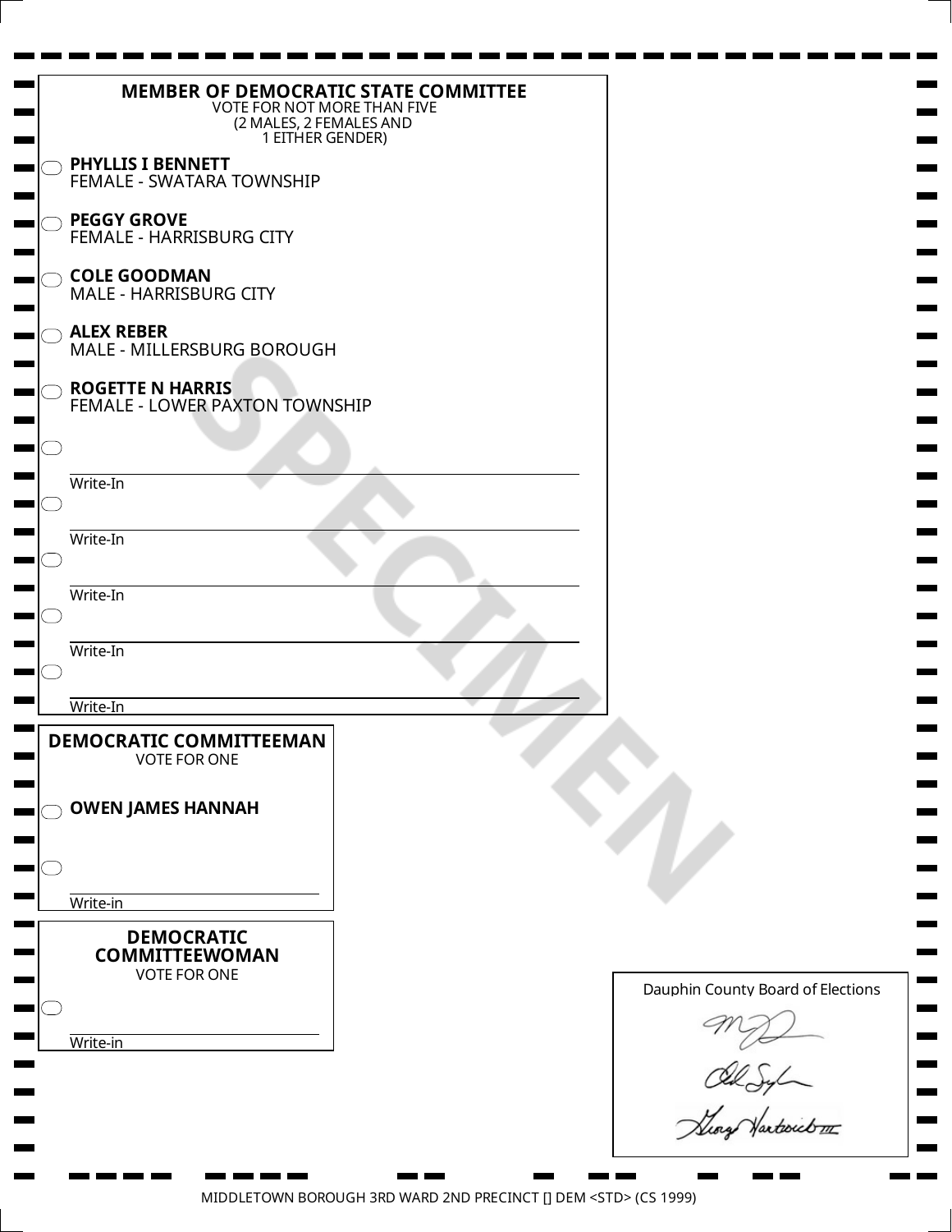## MEMBER OF DEMOCRATIC STATE COMMITTEE

VOTE FOR NOT MORE THAN FIVE
(2 MALES, 2 FEMALES AND
1 EITHER GENDER)

- ⬭ **PHYLLIS I BENNETT**
  FEMALE - SWATARA TOWNSHIP
- ⬭ **PEGGY GROVE**
  FEMALE - HARRISBURG CITY
- ⬭ **COLE GOODMAN**
  MALE - HARRISBURG CITY
- ⬭ **ALEX REBER**
  MALE - MILLERSBURG BOROUGH
- ⬭ **ROGETTE N HARRIS**
  FEMALE - LOWER PAXTON TOWNSHIP
- ⬭ Write-In
- ⬭ Write-In
- ⬭ Write-In
- ⬭ Write-In
- ⬭ Write-In

## DEMOCRATIC COMMITTEEMAN

VOTE FOR ONE

- ⬭ **OWEN JAMES HANNAH**
- ⬭ Write-in

## DEMOCRATIC COMMITTEEWOMAN

VOTE FOR ONE

- ⬭ Write-in

SPECIMEN

Dauphin County Board of Elections

MIDDLETOWN BOROUGH 3RD WARD 2ND PRECINCT [] DEM <STD> (CS 1999)